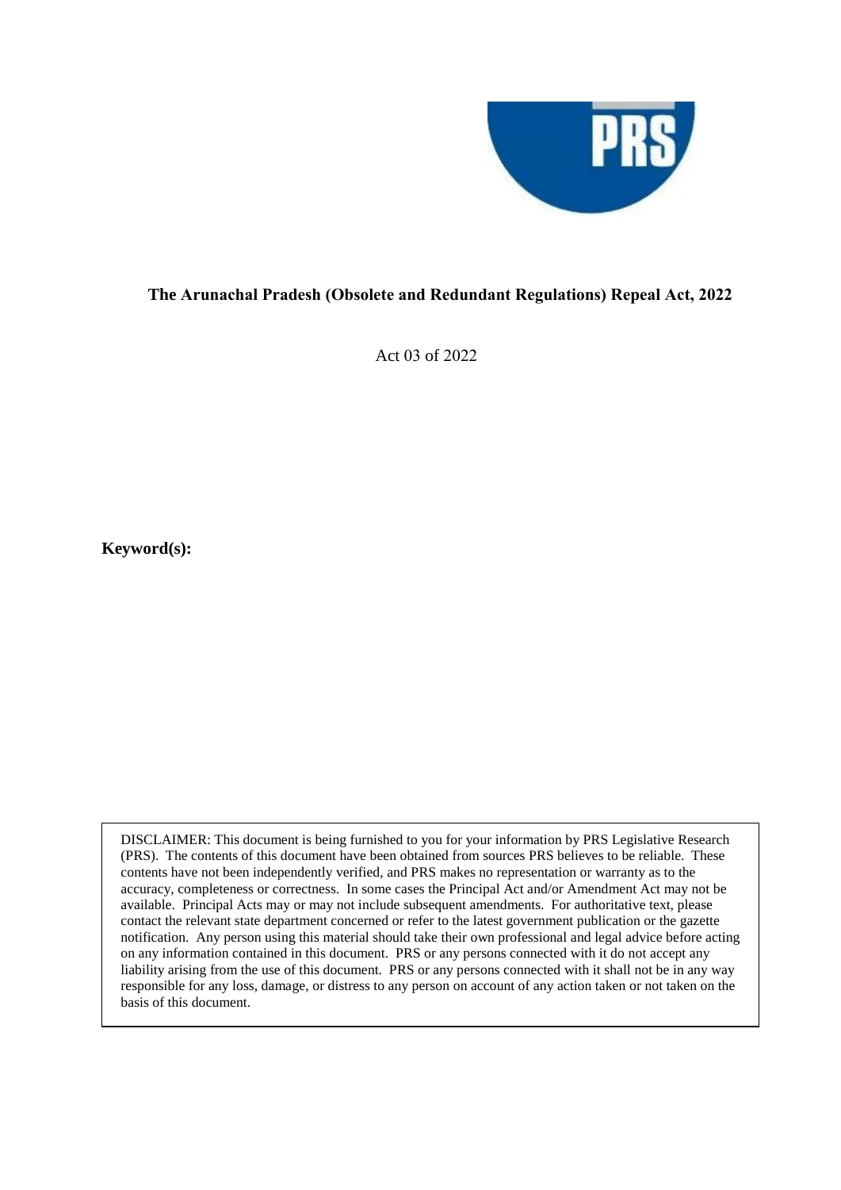**The Arunachal Pradesh (Obsolete and Redundant Regulations) Repeal Act, 2022**

Act 03 of 2022

**Keyword(s):**

DISCLAIMER: This document is being furnished to you for your information by PRS Legislative Research (PRS). The contents of this document have been obtained from sources PRS believes to be reliable. These contents have not been independently verified, and PRS makes no representation or warranty as to the accuracy, completeness or correctness. In some cases the Principal Act and/or Amendment Act may not be available. Principal Acts may or may not include subsequent amendments. For authoritative text, please contact the relevant state department concerned or refer to the latest government publication or the gazette notification. Any person using this material should take their own professional and legal advice before acting on any information contained in this document. PRS or any persons connected with it do not accept any liability arising from the use of this document. PRS or any persons connected with it shall not be in any way responsible for any loss, damage, or distress to any person on account of any action taken or not taken on the basis of this document.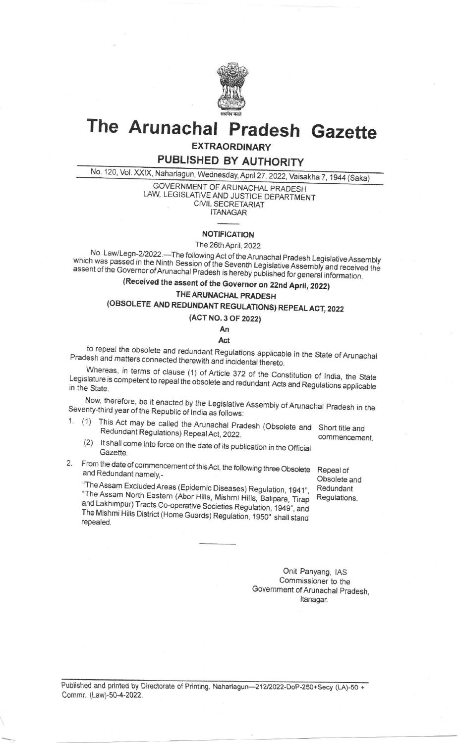# The Arunachal Pradesh Gazette

**EXTRAORDINARY**

**PUBLISHED BY AUTHORITY**

No. 120, Vol. XXIX, Naharlagun, Wednesday, April 27, 2022, Vaisakha 7, 1944 (Saka)

GOVERNMENT OF ARUNACHAL PRADESH
LAW, LEGISLATIVE AND JUSTICE DEPARTMENT
CIVIL SECRETARIAT
ITANAGAR

**NOTIFICATION**

The 26th April, 2022

No. Law/Legn-2/2022.—The following Act of the Arunachal Pradesh Legislative Assembly which was passed in the Ninth Session of the Seventh Legislative Assembly and received the assent of the Governor of Arunachal Pradesh is hereby published for general information.

**(Received the assent of the Governor on 22nd April, 2022)**

**THE ARUNACHAL PRADESH**

**(OBSOLETE AND REDUNDANT REGULATIONS) REPEAL ACT, 2022**

**(ACT NO. 3 OF 2022)**

**An**

**Act**

to repeal the obsolete and redundant Regulations applicable in the State of Arunachal Pradesh and matters connected therewith and incidental thereto.

Whereas, in terms of clause (1) of Article 372 of the Constitution of India, the State Legislature is competent to repeal the obsolete and redundant Acts and Regulations applicable in the State.

Now, therefore, be it enacted by the Legislative Assembly of Arunachal Pradesh in the Seventy-third year of the Republic of India as follows:

Short title and commencement.

1. (1) This Act may be called the Arunachal Pradesh (Obsolete and Redundant Regulations) Repeal Act, 2022.

   (2) It shall come into force on the date of its publication in the Official Gazette.

Repeal of Obsolete and Redundant Regulations.

2. From the date of commencement of this Act, the following three Obsolete and Redundant namely,-

   "The Assam Excluded Areas (Epidemic Diseases) Regulation, 1941", "The Assam North Eastern (Abor Hills, Mishmi Hills, Balipara, Tirap and Lakhimpur) Tracts Co-operative Societies Regulation, 1949", and The Mishmi Hills District (Home Guards) Regulation, 1950" shall stand repealed.

Onit Panyang, IAS
Commissioner to the
Government of Arunachal Pradesh,
Itanagar.

Published and printed by Directorate of Printing, Naharlagun—212/2022-DoP-250+Secy (LA)-50 + Commr. (Law)-50-4-2022.